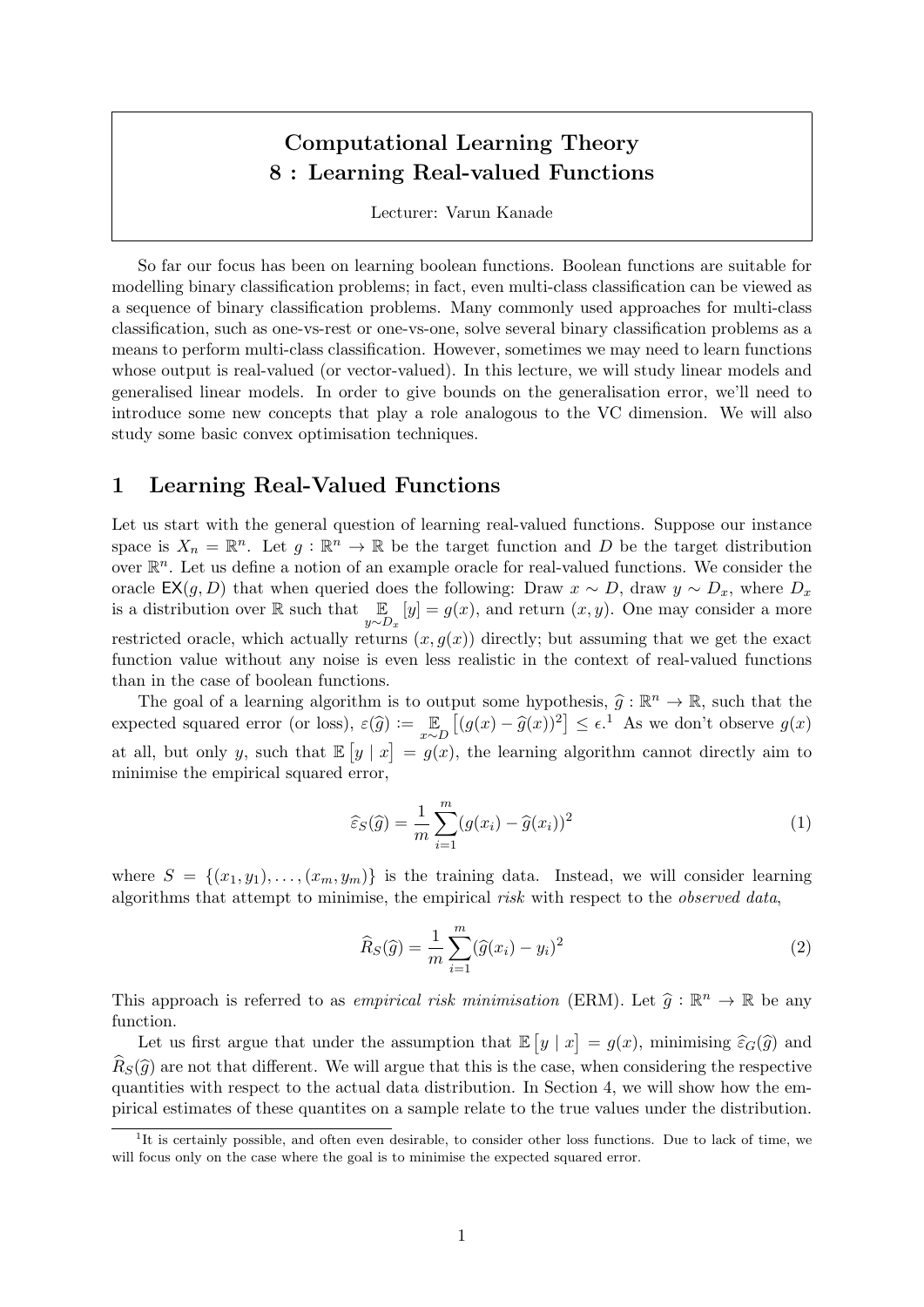# Computational Learning Theory
## 8 : Learning Real-valued Functions

Lecturer: Varun Kanade

So far our focus has been on learning boolean functions. Boolean functions are suitable for modelling binary classification problems; in fact, even multi-class classification can be viewed as a sequence of binary classification problems. Many commonly used approaches for multi-class classification, such as one-vs-rest or one-vs-one, solve several binary classification problems as a means to perform multi-class classification. However, sometimes we may need to learn functions whose output is real-valued (or vector-valued). In this lecture, we will study linear models and generalised linear models. In order to give bounds on the generalisation error, we'll need to introduce some new concepts that play a role analogous to the VC dimension. We will also study some basic convex optimisation techniques.

## 1 Learning Real-Valued Functions

Let us start with the general question of learning real-valued functions. Suppose our instance space is $X_n = \mathbb{R}^n$. Let $g : \mathbb{R}^n \to \mathbb{R}$ be the target function and $D$ be the target distribution over $\mathbb{R}^n$. Let us define a notion of an example oracle for real-valued functions. We consider the oracle $\mathsf{EX}(g, D)$ that when queried does the following: Draw $x \sim D$, draw $y \sim D_x$, where $D_x$ is a distribution over $\mathbb{R}$ such that $\mathbb{E}_{y \sim D_x}[y] = g(x)$, and return $(x, y)$. One may consider a more restricted oracle, which actually returns $(x, g(x))$ directly; but assuming that we get the exact function value without any noise is even less realistic in the context of real-valued functions than in the case of boolean functions.

The goal of a learning algorithm is to output some hypothesis, $\widehat{g} : \mathbb{R}^n \to \mathbb{R}$, such that the expected squared error (or loss), $\varepsilon(\widehat{g}) := \mathbb{E}_{x \sim D}\left[(g(x) - \widehat{g}(x))^2\right] \le \epsilon$.[1] As we don't observe $g(x)$ at all, but only $y$, such that $\mathbb{E}\left[y \mid x\right] = g(x)$, the learning algorithm cannot directly aim to minimise the empirical squared error,

$$\widehat{\varepsilon}_S(\widehat{g}) = \frac{1}{m} \sum_{i=1}^{m} (g(x_i) - \widehat{g}(x_i))^2 \tag{1}$$

where $S = \{(x_1, y_1), \ldots, (x_m, y_m)\}$ is the training data. Instead, we will consider learning algorithms that attempt to minimise, the empirical *risk* with respect to the *observed data*,

$$\widehat{R}_S(\widehat{g}) = \frac{1}{m} \sum_{i=1}^{m} (\widehat{g}(x_i) - y_i)^2 \tag{2}$$

This approach is referred to as *empirical risk minimisation* (ERM). Let $\widehat{g} : \mathbb{R}^n \to \mathbb{R}$ be any function.

Let us first argue that under the assumption that $\mathbb{E}\left[y \mid x\right] = g(x)$, minimising $\widehat{\varepsilon}_G(\widehat{g})$ and $\widehat{R}_S(\widehat{g})$ are not that different. We will argue that this is the case, when considering the respective quantities with respect to the actual data distribution. In Section 4, we will show how the empirical estimates of these quantites on a sample relate to the true values under the distribution.

[1] It is certainly possible, and often even desirable, to consider other loss functions. Due to lack of time, we will focus only on the case where the goal is to minimise the expected squared error.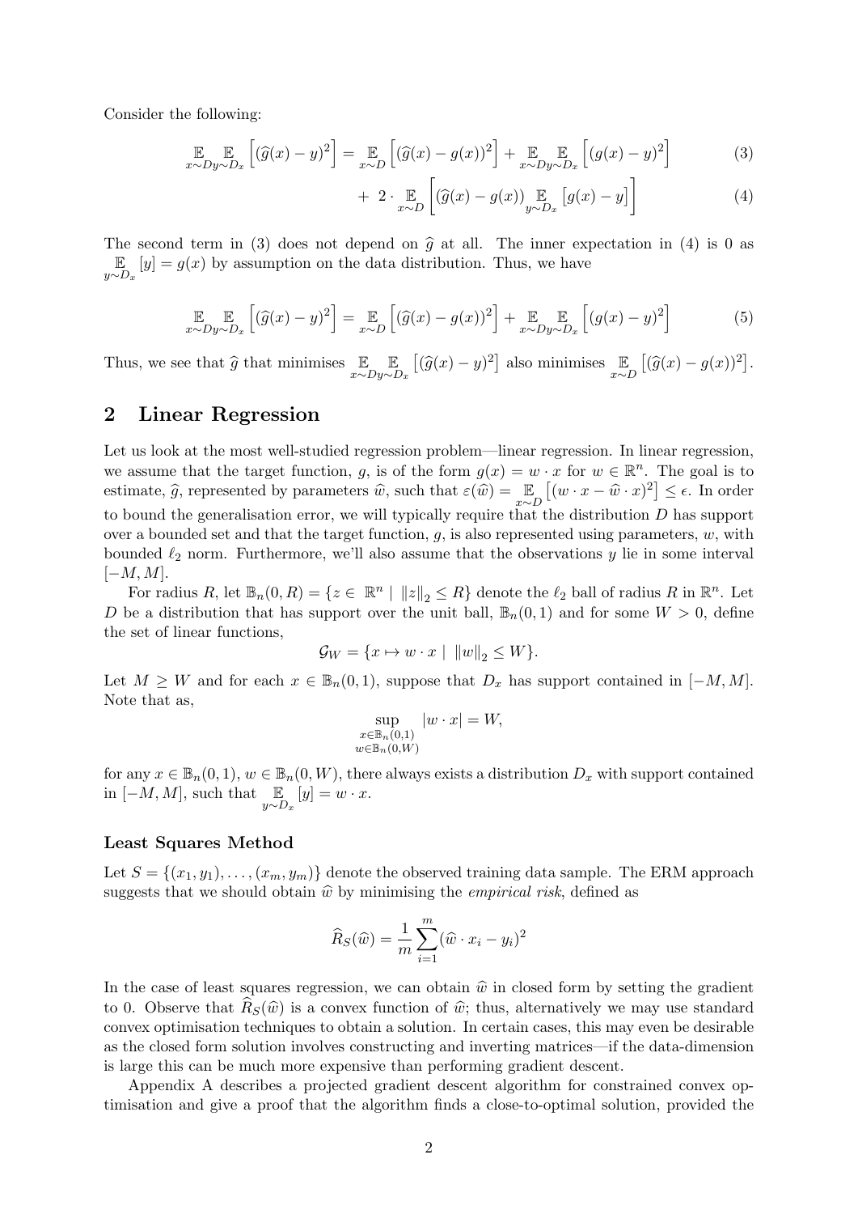Consider the following:

$$\mathop{\mathbb{E}}_{x\sim D}\mathop{\mathbb{E}}_{y\sim D_x}\left[(\widehat{g}(x)-y)^2\right] = \mathop{\mathbb{E}}_{x\sim D}\left[(\widehat{g}(x)-g(x))^2\right] + \mathop{\mathbb{E}}_{x\sim D}\mathop{\mathbb{E}}_{y\sim D_x}\left[(g(x)-y)^2\right] \tag{3}$$

$$+\ 2\cdot \mathop{\mathbb{E}}_{x\sim D}\left[(\widehat{g}(x)-g(x))\mathop{\mathbb{E}}_{y\sim D_x}\left[g(x)-y\right]\right] \tag{4}$$

The second term in (3) does not depend on $\widehat{g}$ at all. The inner expectation in (4) is 0 as $\mathop{\mathbb{E}}_{y\sim D_x}[y] = g(x)$ by assumption on the data distribution. Thus, we have

$$\mathop{\mathbb{E}}_{x\sim D}\mathop{\mathbb{E}}_{y\sim D_x}\left[(\widehat{g}(x)-y)^2\right] = \mathop{\mathbb{E}}_{x\sim D}\left[(\widehat{g}(x)-g(x))^2\right] + \mathop{\mathbb{E}}_{x\sim D}\mathop{\mathbb{E}}_{y\sim D_x}\left[(g(x)-y)^2\right] \tag{5}$$

Thus, we see that $\widehat{g}$ that minimises $\mathop{\mathbb{E}}_{x\sim D}\mathop{\mathbb{E}}_{y\sim D_x}\left[(\widehat{g}(x)-y)^2\right]$ also minimises $\mathop{\mathbb{E}}_{x\sim D}\left[(\widehat{g}(x)-g(x))^2\right]$.

## 2 Linear Regression

Let us look at the most well-studied regression problem—linear regression. In linear regression, we assume that the target function, $g$, is of the form $g(x) = w\cdot x$ for $w \in \mathbb{R}^n$. The goal is to estimate, $\widehat{g}$, represented by parameters $\widehat{w}$, such that $\varepsilon(\widehat{w}) = \mathop{\mathbb{E}}_{x\sim D}\left[(w\cdot x - \widehat{w}\cdot x)^2\right] \le \epsilon$. In order to bound the generalisation error, we will typically require that the distribution $D$ has support over a bounded set and that the target function, $g$, is also represented using parameters, $w$, with bounded $\ell_2$ norm. Furthermore, we'll also assume that the observations $y$ lie in some interval $[-M, M]$.

For radius $R$, let $\mathbb{B}_n(0,R) = \{z \in \mathbb{R}^n \mid \|z\|_2 \le R\}$ denote the $\ell_2$ ball of radius $R$ in $\mathbb{R}^n$. Let $D$ be a distribution that has support over the unit ball, $\mathbb{B}_n(0,1)$ and for some $W > 0$, define the set of linear functions,

$$\mathcal{G}_W = \{x \mapsto w\cdot x \mid \|w\|_2 \le W\}.$$

Let $M \ge W$ and for each $x \in \mathbb{B}_n(0,1)$, suppose that $D_x$ has support contained in $[-M, M]$. Note that as,

$$\sup_{\substack{x\in\mathbb{B}_n(0,1)\\ w\in\mathbb{B}_n(0,W)}} |w\cdot x| = W,$$

for any $x \in \mathbb{B}_n(0,1)$, $w \in \mathbb{B}_n(0,W)$, there always exists a distribution $D_x$ with support contained in $[-M, M]$, such that $\mathop{\mathbb{E}}_{y\sim D_x}[y] = w\cdot x$.

### Least Squares Method

Let $S = \{(x_1,y_1),\dots,(x_m,y_m)\}$ denote the observed training data sample. The ERM approach suggests that we should obtain $\widehat{w}$ by minimising the *empirical risk*, defined as

$$\widehat{R}_S(\widehat{w}) = \frac{1}{m}\sum_{i=1}^{m}(\widehat{w}\cdot x_i - y_i)^2$$

In the case of least squares regression, we can obtain $\widehat{w}$ in closed form by setting the gradient to 0. Observe that $\widehat{R}_S(\widehat{w})$ is a convex function of $\widehat{w}$; thus, alternatively we may use standard convex optimisation techniques to obtain a solution. In certain cases, this may even be desirable as the closed form solution involves constructing and inverting matrices—if the data-dimension is large this can be much more expensive than performing gradient descent.

Appendix A describes a projected gradient descent algorithm for constrained convex optimisation and give a proof that the algorithm finds a close-to-optimal solution, provided the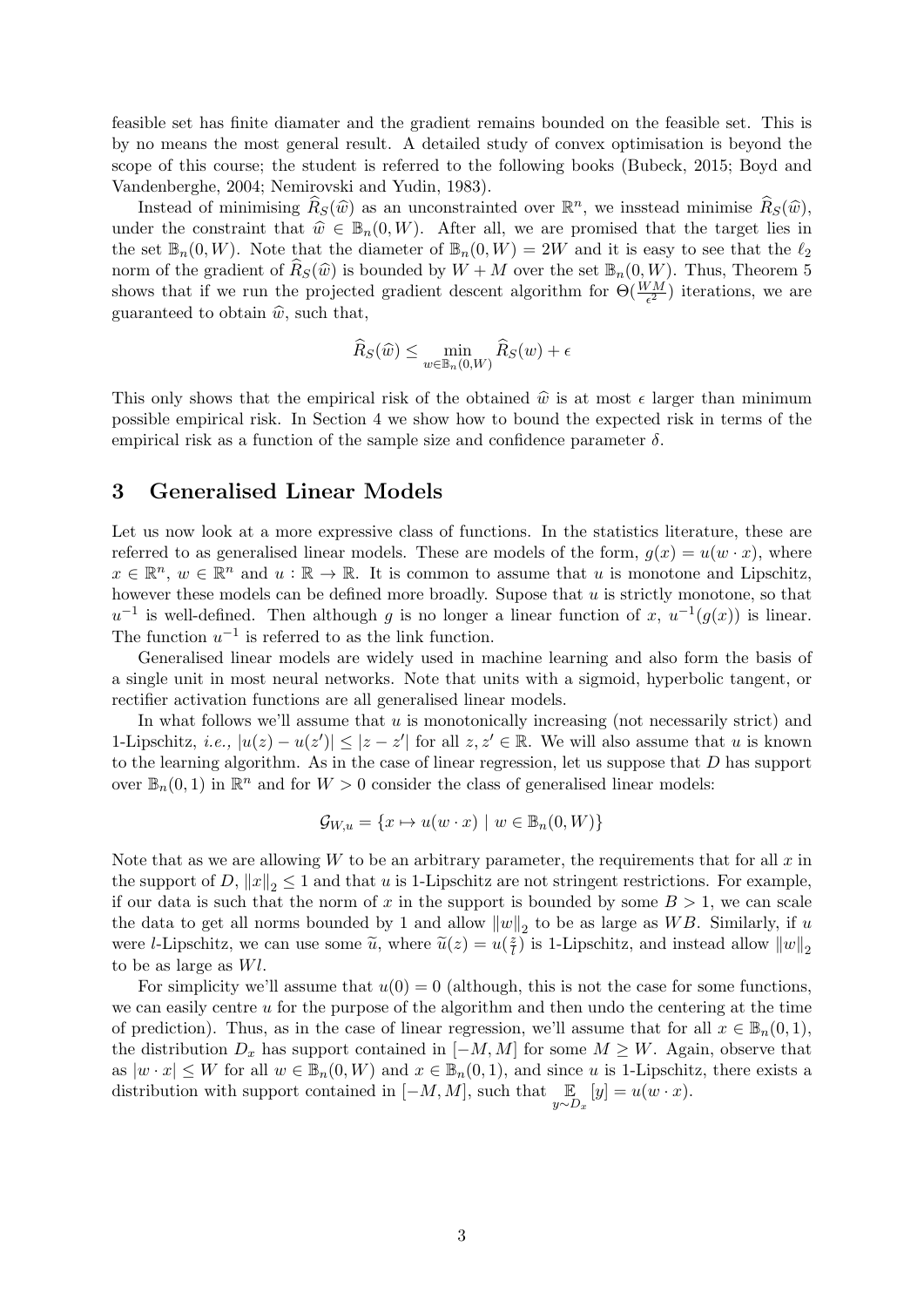feasible set has finite diamater and the gradient remains bounded on the feasible set. This is by no means the most general result. A detailed study of convex optimisation is beyond the scope of this course; the student is referred to the following books (Bubeck, 2015; Boyd and Vandenberghe, 2004; Nemirovski and Yudin, 1983).

Instead of minimising $\widehat{R}_S(\widehat{w})$ as an unconstrainted over $\mathbb{R}^n$, we insstead minimise $\widehat{R}_S(\widehat{w})$, under the constraint that $\widehat{w} \in \mathbb{B}_n(0, W)$. After all, we are promised that the target lies in the set $\mathbb{B}_n(0, W)$. Note that the diameter of $\mathbb{B}_n(0, W) = 2W$ and it is easy to see that the $\ell_2$ norm of the gradient of $\widehat{R}_S(\widehat{w})$ is bounded by $W + M$ over the set $\mathbb{B}_n(0, W)$. Thus, Theorem 5 shows that if we run the projected gradient descent algorithm for $\Theta(\frac{WM}{\epsilon^2})$ iterations, we are guaranteed to obtain $\widehat{w}$, such that,

$$\widehat{R}_S(\widehat{w}) \leq \min_{w \in \mathbb{B}_n(0,W)} \widehat{R}_S(w) + \epsilon$$

This only shows that the empirical risk of the obtained $\widehat{w}$ is at most $\epsilon$ larger than minimum possible empirical risk. In Section 4 we show how to bound the expected risk in terms of the empirical risk as a function of the sample size and confidence parameter $\delta$.

## 3 Generalised Linear Models

Let us now look at a more expressive class of functions. In the statistics literature, these are referred to as generalised linear models. These are models of the form, $g(x) = u(w \cdot x)$, where $x \in \mathbb{R}^n$, $w \in \mathbb{R}^n$ and $u : \mathbb{R} \to \mathbb{R}$. It is common to assume that $u$ is monotone and Lipschitz, however these models can be defined more broadly. Supose that $u$ is strictly monotone, so that $u^{-1}$ is well-defined. Then although $g$ is no longer a linear function of $x$, $u^{-1}(g(x))$ is linear. The function $u^{-1}$ is referred to as the link function.

Generalised linear models are widely used in machine learning and also form the basis of a single unit in most neural networks. Note that units with a sigmoid, hyperbolic tangent, or rectifier activation functions are all generalised linear models.

In what follows we'll assume that $u$ is monotonically increasing (not necessarily strict) and 1-Lipschitz, *i.e.,* $|u(z) - u(z')| \leq |z - z'|$ for all $z, z' \in \mathbb{R}$. We will also assume that $u$ is known to the learning algorithm. As in the case of linear regression, let us suppose that $D$ has support over $\mathbb{B}_n(0, 1)$ in $\mathbb{R}^n$ and for $W > 0$ consider the class of generalised linear models:

$$\mathcal{G}_{W,u} = \{x \mapsto u(w \cdot x) \mid w \in \mathbb{B}_n(0, W)\}$$

Note that as we are allowing $W$ to be an arbitrary parameter, the requirements that for all $x$ in the support of $D$, $\|x\|_2 \leq 1$ and that $u$ is 1-Lipschitz are not stringent restrictions. For example, if our data is such that the norm of $x$ in the support is bounded by some $B > 1$, we can scale the data to get all norms bounded by 1 and allow $\|w\|_2$ to be as large as $WB$. Similarly, if $u$ were $l$-Lipschitz, we can use some $\widetilde{u}$, where $\widetilde{u}(z) = u(\frac{z}{l})$ is 1-Lipschitz, and instead allow $\|w\|_2$ to be as large as $Wl$.

For simplicity we'll assume that $u(0) = 0$ (although, this is not the case for some functions, we can easily centre $u$ for the purpose of the algorithm and then undo the centering at the time of prediction). Thus, as in the case of linear regression, we'll assume that for all $x \in \mathbb{B}_n(0, 1)$, the distribution $D_x$ has support contained in $[-M, M]$ for some $M \geq W$. Again, observe that as $|w \cdot x| \leq W$ for all $w \in \mathbb{B}_n(0, W)$ and $x \in \mathbb{B}_n(0, 1)$, and since $u$ is 1-Lipschitz, there exists a distribution with support contained in $[-M, M]$, such that $\mathbb{E}_{y \sim D_x}[y] = u(w \cdot x)$.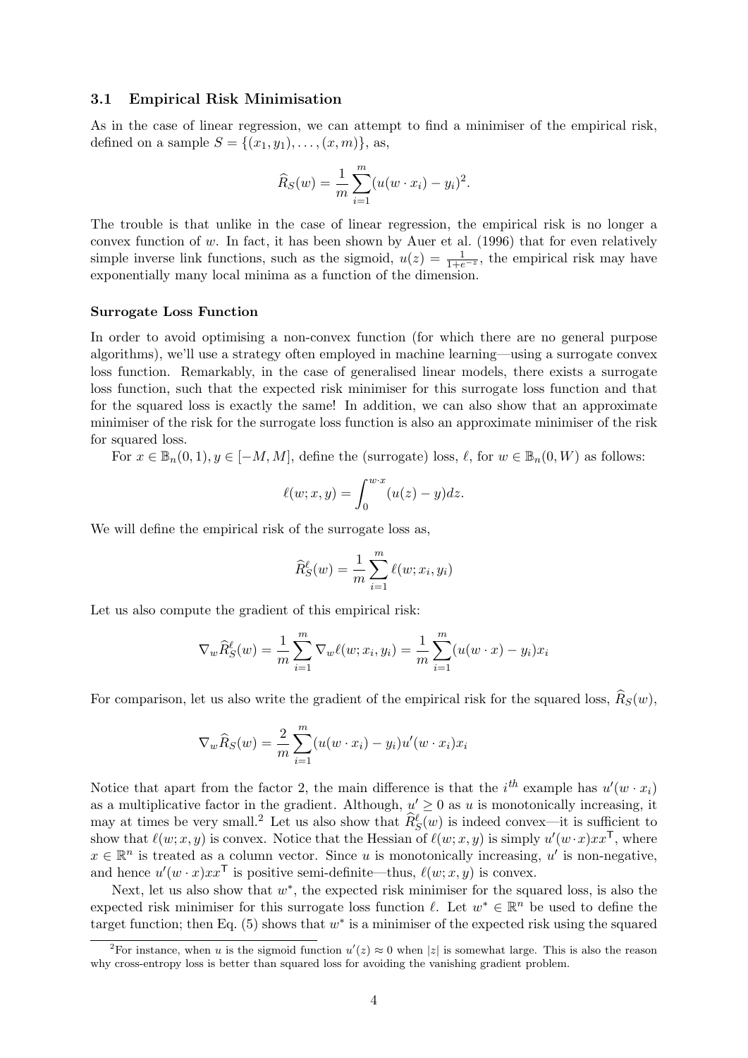### 3.1 Empirical Risk Minimisation

As in the case of linear regression, we can attempt to find a minimiser of the empirical risk, defined on a sample $S = \{(x_1, y_1), \ldots, (x, m)\}$, as,

$$\widehat{R}_S(w) = \frac{1}{m} \sum_{i=1}^{m} (u(w \cdot x_i) - y_i)^2.$$

The trouble is that unlike in the case of linear regression, the empirical risk is no longer a convex function of $w$. In fact, it has been shown by Auer et al. (1996) that for even relatively simple inverse link functions, such as the sigmoid, $u(z) = \frac{1}{1+e^{-z}}$, the empirical risk may have exponentially many local minima as a function of the dimension.

**Surrogate Loss Function**

In order to avoid optimising a non-convex function (for which there are no general purpose algorithms), we'll use a strategy often employed in machine learning—using a surrogate convex loss function. Remarkably, in the case of generalised linear models, there exists a surrogate loss function, such that the expected risk minimiser for this surrogate loss function and that for the squared loss is exactly the same! In addition, we can also show that an approximate minimiser of the risk for the surrogate loss function is also an approximate minimiser of the risk for squared loss.

For $x \in \mathbb{B}_n(0, 1), y \in [-M, M]$, define the (surrogate) loss, $\ell$, for $w \in \mathbb{B}_n(0, W)$ as follows:

$$\ell(w; x, y) = \int_0^{w \cdot x} (u(z) - y) dz.$$

We will define the empirical risk of the surrogate loss as,

$$\widehat{R}^{\ell}_S(w) = \frac{1}{m} \sum_{i=1}^{m} \ell(w; x_i, y_i)$$

Let us also compute the gradient of this empirical risk:

$$\nabla_w \widehat{R}^{\ell}_S(w) = \frac{1}{m} \sum_{i=1}^{m} \nabla_w \ell(w; x_i, y_i) = \frac{1}{m} \sum_{i=1}^{m} (u(w \cdot x) - y_i) x_i$$

For comparison, let us also write the gradient of the empirical risk for the squared loss, $\widehat{R}_S(w)$,

$$\nabla_w \widehat{R}_S(w) = \frac{2}{m} \sum_{i=1}^{m} (u(w \cdot x_i) - y_i) u'(w \cdot x_i) x_i$$

Notice that apart from the factor 2, the main difference is that the $i^{th}$ example has $u'(w \cdot x_i)$ as a multiplicative factor in the gradient. Although, $u' \geq 0$ as $u$ is monotonically increasing, it may at times be very small.[2] Let us also show that $\widehat{R}^{\ell}_S(w)$ is indeed convex—it is sufficient to show that $\ell(w; x, y)$ is convex. Notice that the Hessian of $\ell(w; x, y)$ is simply $u'(w \cdot x) x x^{\mathsf{T}}$, where $x \in \mathbb{R}^n$ is treated as a column vector. Since $u$ is monotonically increasing, $u'$ is non-negative, and hence $u'(w \cdot x) x x^{\mathsf{T}}$ is positive semi-definite—thus, $\ell(w; x, y)$ is convex.

Next, let us also show that $w^*$, the expected risk minimiser for the squared loss, is also the expected risk minimiser for this surrogate loss function $\ell$. Let $w^* \in \mathbb{R}^n$ be used to define the target function; then Eq. (5) shows that $w^*$ is a minimiser of the expected risk using the squared

[2] For instance, when $u$ is the sigmoid function $u'(z) \approx 0$ when $|z|$ is somewhat large. This is also the reason why cross-entropy loss is better than squared loss for avoiding the vanishing gradient problem.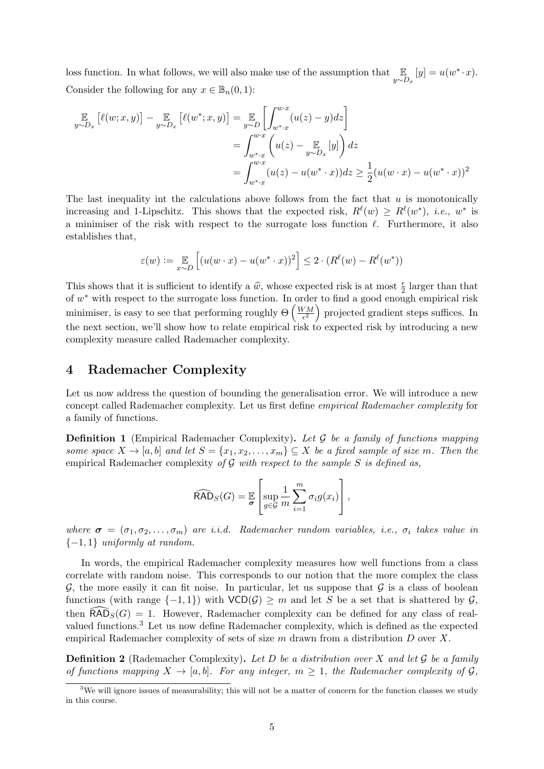loss function. In what follows, we will also make use of the assumption that $\mathbb{E}_{y \sim D_x}[y] = u(w^* \cdot x)$. Consider the following for any $x \in \mathbb{B}_n(0,1)$:

$$
\begin{aligned}
\mathbb{E}_{y \sim D_x}\left[\ell(w; x, y)\right] - \mathbb{E}_{y \sim D_x}\left[\ell(w^*; x, y)\right] &= \mathbb{E}_{y \sim D}\left[\int_{w^* \cdot x}^{w \cdot x} (u(z) - y) dz\right] \\
&= \int_{w^* \cdot x}^{w \cdot x} \left(u(z) - \mathbb{E}_{y \sim D_x}[y]\right) dz \\
&= \int_{w^* \cdot x}^{w \cdot x} (u(z) - u(w^* \cdot x)) dz \geq \frac{1}{2}(u(w \cdot x) - u(w^* \cdot x))^2
\end{aligned}
$$

The last inequality int the calculations above follows from the fact that $u$ is monotonically increasing and 1-Lipschitz. This shows that the expected risk, $R^\ell(w) \geq R^\ell(w^*)$, *i.e.*, $w^*$ is a minimiser of the risk with respect to the surrogate loss function $\ell$. Furthermore, it also establishes that,

$$
\varepsilon(w) := \mathbb{E}_{x \sim D}\left[(u(w \cdot x) - u(w^* \cdot x))^2\right] \leq 2 \cdot (R^\ell(w) - R^\ell(w^*))
$$

This shows that it is sufficient to identify a $\widehat{w}$, whose expected risk is at most $\frac{\epsilon}{2}$ larger than that of $w^*$ with respect to the surrogate loss function. In order to find a good enough empirical risk minimiser, is easy to see that performing roughly $\Theta\left(\frac{WM}{\epsilon^2}\right)$ projected gradient steps suffices. In the next section, we'll show how to relate empirical risk to expected risk by introducing a new complexity measure called Rademacher complexity.

# 4 Rademacher Complexity

Let us now address the question of bounding the generalisation error. We will introduce a new concept called Rademacher complexity. Let us first define *empirical Rademacher complexity* for a family of functions.

**Definition 1** (Empirical Rademacher Complexity). *Let $\mathcal{G}$ be a family of functions mapping some space $X \to [a, b]$ and let $S = \{x_1, x_2, \ldots, x_m\} \subseteq X$ be a fixed sample of size $m$. Then the* empirical Rademacher complexity *of $\mathcal{G}$ with respect to the sample $S$ is defined as,*

$$
\widehat{\mathsf{RAD}}_S(G) = \mathbb{E}_{\boldsymbol{\sigma}}\left[\sup_{g \in \mathcal{G}} \frac{1}{m} \sum_{i=1}^{m} \sigma_i g(x_i)\right],
$$

*where $\boldsymbol{\sigma} = (\sigma_1, \sigma_2, \ldots, \sigma_m)$ are i.i.d. Rademacher random variables, i.e., $\sigma_i$ takes value in $\{-1, 1\}$ uniformly at random.*

In words, the empirical Rademacher complexity measures how well functions from a class correlate with random noise. This corresponds to our notion that the more complex the class $\mathcal{G}$, the more easily it can fit noise. In particular, let us suppose that $\mathcal{G}$ is a class of boolean functions (with range $\{-1, 1\}$) with $\mathsf{VCD}(\mathcal{G}) \geq m$ and let $S$ be a set that is shattered by $\mathcal{G}$, then $\widehat{\mathsf{RAD}}_S(G) = 1$. However, Rademacher complexity can be defined for any class of real-valued functions.[3] Let us now define Rademacher complexity, which is defined as the expected empirical Rademacher complexity of sets of size $m$ drawn from a distribution $D$ over $X$.

**Definition 2** (Rademacher Complexity). *Let $D$ be a distribution over $X$ and let $\mathcal{G}$ be a family of functions mapping $X \to [a, b]$. For any integer, $m \geq 1$, the Rademacher complexity of $\mathcal{G}$,*

[3] We will ignore issues of measurability; this will not be a matter of concern for the function classes we study in this course.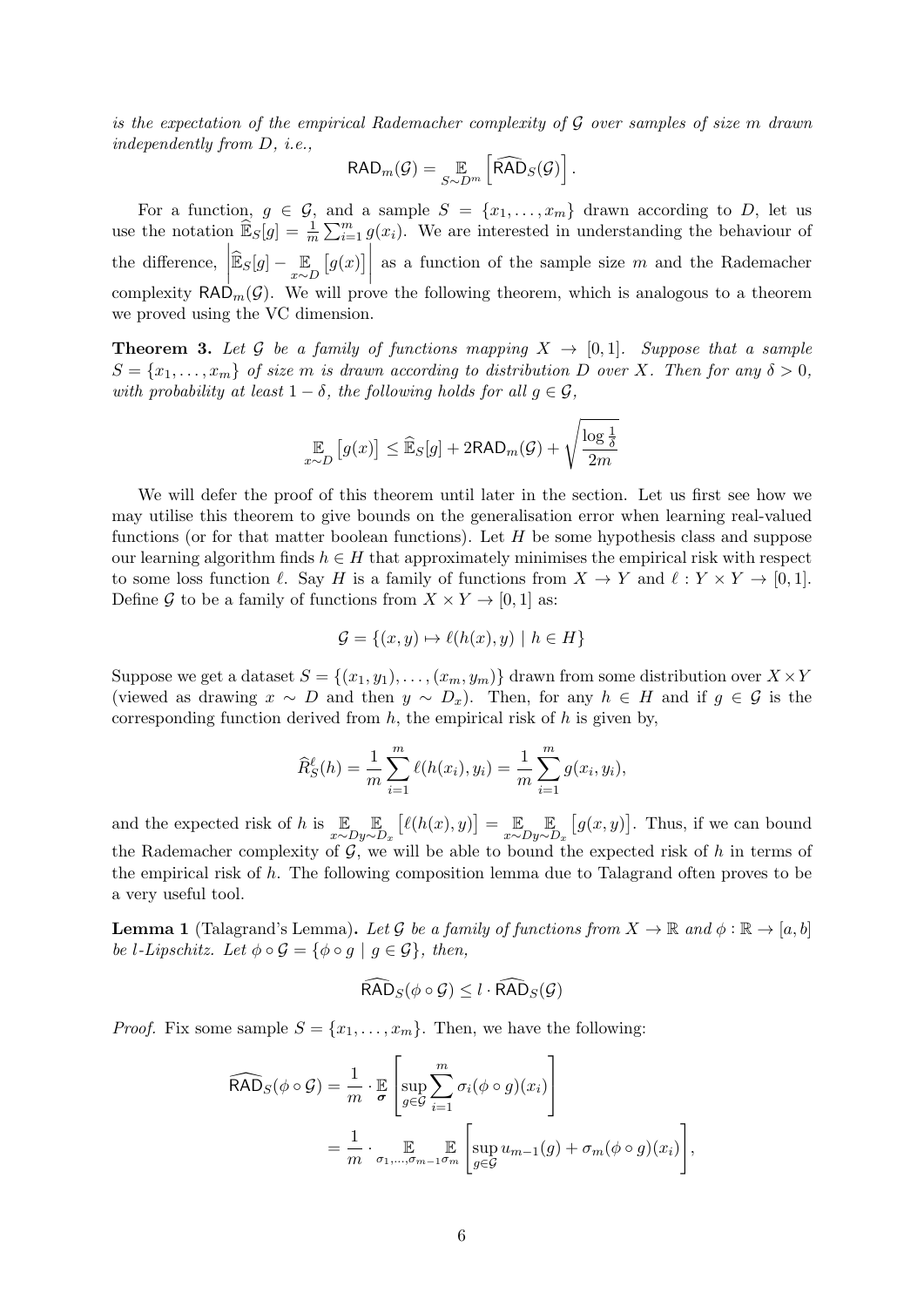*is the expectation of the empirical Rademacher complexity of $\mathcal{G}$ over samples of size $m$ drawn independently from $D$, i.e.,*

$$\mathsf{RAD}_m(\mathcal{G}) = \mathop{\mathbb{E}}_{S \sim D^m}\left[\widehat{\mathsf{RAD}}_S(\mathcal{G})\right].$$

For a function, $g \in \mathcal{G}$, and a sample $S = \{x_1, \ldots, x_m\}$ drawn according to $D$, let us use the notation $\widehat{\mathbb{E}}_S[g] = \frac{1}{m}\sum_{i=1}^m g(x_i)$. We are interested in understanding the behaviour of the difference, $\left|\widehat{\mathbb{E}}_S[g] - \mathop{\mathbb{E}}_{x \sim D}\left[g(x)\right]\right|$ as a function of the sample size $m$ and the Rademacher complexity $\mathsf{RAD}_m(\mathcal{G})$. We will prove the following theorem, which is analogous to a theorem we proved using the VC dimension.

**Theorem 3.** *Let $\mathcal{G}$ be a family of functions mapping $X \to [0,1]$. Suppose that a sample $S = \{x_1, \ldots, x_m\}$ of size $m$ is drawn according to distribution $D$ over $X$. Then for any $\delta > 0$, with probability at least $1 - \delta$, the following holds for all $g \in \mathcal{G}$,*

$$\mathop{\mathbb{E}}_{x \sim D}\left[g(x)\right] \leq \widehat{\mathbb{E}}_S[g] + 2\mathsf{RAD}_m(\mathcal{G}) + \sqrt{\frac{\log \frac{1}{\delta}}{2m}}$$

We will defer the proof of this theorem until later in the section. Let us first see how we may utilise this theorem to give bounds on the generalisation error when learning real-valued functions (or for that matter boolean functions). Let $H$ be some hypothesis class and suppose our learning algorithm finds $h \in H$ that approximately minimises the empirical risk with respect to some loss function $\ell$. Say $H$ is a family of functions from $X \to Y$ and $\ell : Y \times Y \to [0,1]$. Define $\mathcal{G}$ to be a family of functions from $X \times Y \to [0,1]$ as:

$$\mathcal{G} = \{(x, y) \mapsto \ell(h(x), y) \mid h \in H\}$$

Suppose we get a dataset $S = \{(x_1, y_1), \ldots, (x_m, y_m)\}$ drawn from some distribution over $X \times Y$ (viewed as drawing $x \sim D$ and then $y \sim D_x$). Then, for any $h \in H$ and if $g \in \mathcal{G}$ is the corresponding function derived from $h$, the empirical risk of $h$ is given by,

$$\widehat{R}_S^{\ell}(h) = \frac{1}{m}\sum_{i=1}^m \ell(h(x_i), y_i) = \frac{1}{m}\sum_{i=1}^m g(x_i, y_i),$$

and the expected risk of $h$ is $\mathop{\mathbb{E}}_{x \sim D} \mathop{\mathbb{E}}_{y \sim D_x}\left[\ell(h(x), y)\right] = \mathop{\mathbb{E}}_{x \sim D} \mathop{\mathbb{E}}_{y \sim D_x}\left[g(x, y)\right]$. Thus, if we can bound the Rademacher complexity of $\mathcal{G}$, we will be able to bound the expected risk of $h$ in terms of the empirical risk of $h$. The following composition lemma due to Talagrand often proves to be a very useful tool.

**Lemma 1** (Talagrand's Lemma)**.** *Let $\mathcal{G}$ be a family of functions from $X \to \mathbb{R}$ and $\phi : \mathbb{R} \to [a, b]$ be $l$-Lipschitz. Let $\phi \circ \mathcal{G} = \{\phi \circ g \mid g \in \mathcal{G}\}$, then,*

$$\widehat{\mathsf{RAD}}_S(\phi \circ \mathcal{G}) \leq l \cdot \widehat{\mathsf{RAD}}_S(\mathcal{G})$$

*Proof.* Fix some sample $S = \{x_1, \ldots, x_m\}$. Then, we have the following:

$$\begin{aligned}
\widehat{\mathsf{RAD}}_S(\phi \circ \mathcal{G}) &= \frac{1}{m} \cdot \mathop{\mathbb{E}}_{\boldsymbol{\sigma}}\left[\sup_{g \in \mathcal{G}} \sum_{i=1}^m \sigma_i (\phi \circ g)(x_i)\right] \\
&= \frac{1}{m} \cdot \mathop{\mathbb{E}}_{\sigma_1, \ldots, \sigma_{m-1}} \mathop{\mathbb{E}}_{\sigma_m}\left[\sup_{g \in \mathcal{G}} u_{m-1}(g) + \sigma_m (\phi \circ g)(x_i)\right],
\end{aligned}$$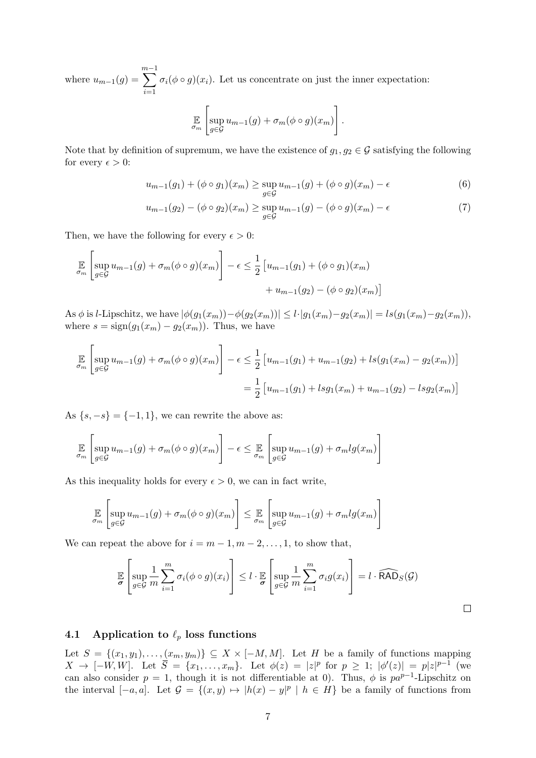where $u_{m-1}(g) = \sum_{i=1}^{m-1} \sigma_i(\phi \circ g)(x_i)$. Let us concentrate on just the inner expectation:

$$\mathop{\mathbb{E}}_{\sigma_m}\left[\sup_{g\in\mathcal{G}} u_{m-1}(g) + \sigma_m(\phi \circ g)(x_m)\right].$$

Note that by definition of supremum, we have the existence of $g_1, g_2 \in \mathcal{G}$ satisfying the following for every $\epsilon > 0$:

$$u_{m-1}(g_1) + (\phi \circ g_1)(x_m) \geq \sup_{g\in\mathcal{G}} u_{m-1}(g) + (\phi \circ g)(x_m) - \epsilon \tag{6}$$

$$u_{m-1}(g_2) - (\phi \circ g_2)(x_m) \geq \sup_{g\in\mathcal{G}} u_{m-1}(g) - (\phi \circ g)(x_m) - \epsilon \tag{7}$$

Then, we have the following for every $\epsilon > 0$:

$$\mathop{\mathbb{E}}_{\sigma_m}\left[\sup_{g\in\mathcal{G}} u_{m-1}(g) + \sigma_m(\phi \circ g)(x_m)\right] - \epsilon \leq \frac{1}{2}\big[u_{m-1}(g_1) + (\phi \circ g_1)(x_m) + u_{m-1}(g_2) - (\phi \circ g_2)(x_m)\big]$$

As $\phi$ is $l$-Lipschitz, we have $|\phi(g_1(x_m)) - \phi(g_2(x_m))| \leq l \cdot |g_1(x_m) - g_2(x_m)| = ls(g_1(x_m) - g_2(x_m))$, where $s = \text{sign}(g_1(x_m) - g_2(x_m))$. Thus, we have

$$\begin{aligned}\mathop{\mathbb{E}}_{\sigma_m}\left[\sup_{g\in\mathcal{G}} u_{m-1}(g) + \sigma_m(\phi \circ g)(x_m)\right] - \epsilon &\leq \frac{1}{2}\big[u_{m-1}(g_1) + u_{m-1}(g_2) + ls(g_1(x_m) - g_2(x_m))\big] \\ &= \frac{1}{2}\big[u_{m-1}(g_1) + lsg_1(x_m) + u_{m-1}(g_2) - lsg_2(x_m)\big]\end{aligned}$$

As $\{s, -s\} = \{-1, 1\}$, we can rewrite the above as:

$$\mathop{\mathbb{E}}_{\sigma_m}\left[\sup_{g\in\mathcal{G}} u_{m-1}(g) + \sigma_m(\phi \circ g)(x_m)\right] - \epsilon \leq \mathop{\mathbb{E}}_{\sigma_m}\left[\sup_{g\in\mathcal{G}} u_{m-1}(g) + \sigma_m l g(x_m)\right]$$

As this inequality holds for every $\epsilon > 0$, we can in fact write,

$$\mathop{\mathbb{E}}_{\sigma_m}\left[\sup_{g\in\mathcal{G}} u_{m-1}(g) + \sigma_m(\phi \circ g)(x_m)\right] \leq \mathop{\mathbb{E}}_{\sigma_m}\left[\sup_{g\in\mathcal{G}} u_{m-1}(g) + \sigma_m l g(x_m)\right]$$

We can repeat the above for $i = m-1, m-2, \ldots, 1$, to show that,

$$\mathop{\mathbb{E}}_{\boldsymbol{\sigma}}\left[\sup_{g\in\mathcal{G}} \frac{1}{m}\sum_{i=1}^{m} \sigma_i(\phi \circ g)(x_i)\right] \leq l \cdot \mathop{\mathbb{E}}_{\boldsymbol{\sigma}}\left[\sup_{g\in\mathcal{G}} \frac{1}{m}\sum_{i=1}^{m} \sigma_i g(x_i)\right] = l \cdot \widehat{\mathsf{RAD}}_S(\mathcal{G})$$

□

### 4.1 Application to $\ell_p$ loss functions

Let $S = \{(x_1, y_1), \ldots, (x_m, y_m)\} \subseteq X \times [-M, M]$. Let $H$ be a family of functions mapping $X \to [-W, W]$. Let $\overline{S} = \{x_1, \ldots, x_m\}$. Let $\phi(z) = |z|^p$ for $p \geq 1$; $|\phi'(z)| = p|z|^{p-1}$ (we can also consider $p = 1$, though it is not differentiable at 0). Thus, $\phi$ is $pa^{p-1}$-Lipschitz on the interval $[-a, a]$. Let $\mathcal{G} = \{(x, y) \mapsto |h(x) - y|^p \mid h \in H\}$ be a family of functions from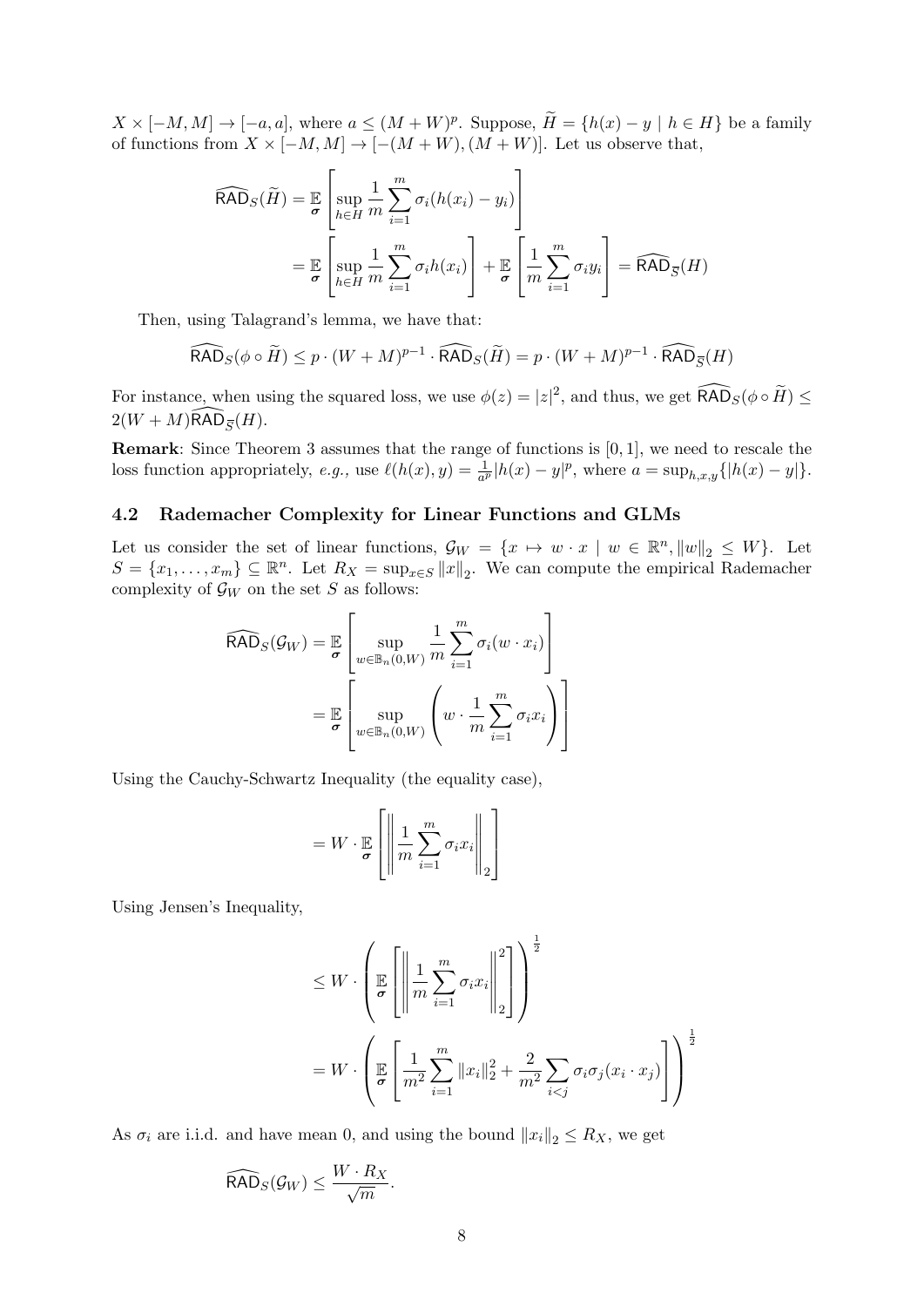$X \times [-M, M] \to [-a, a]$, where $a \leq (M+W)^p$. Suppose, $\widetilde{H} = \{h(x) - y \mid h \in H\}$ be a family of functions from $X \times [-M, M] \to [-(M+W), (M+W)]$. Let us observe that,

$$
\begin{aligned}
\widehat{\mathsf{RAD}}_S(\widetilde{H}) &= \mathop{\mathbb{E}}_{\boldsymbol{\sigma}}\left[\sup_{h \in H} \frac{1}{m}\sum_{i=1}^{m} \sigma_i (h(x_i) - y_i)\right] \\
&= \mathop{\mathbb{E}}_{\boldsymbol{\sigma}}\left[\sup_{h \in H} \frac{1}{m}\sum_{i=1}^{m} \sigma_i h(x_i)\right] + \mathop{\mathbb{E}}_{\boldsymbol{\sigma}}\left[\frac{1}{m}\sum_{i=1}^{m} \sigma_i y_i\right] = \widehat{\mathsf{RAD}}_{\overline{S}}(H)
\end{aligned}
$$

Then, using Talagrand's lemma, we have that:

$$
\widehat{\mathsf{RAD}}_S(\phi \circ \widetilde{H}) \leq p \cdot (W+M)^{p-1} \cdot \widehat{\mathsf{RAD}}_S(\widetilde{H}) = p \cdot (W+M)^{p-1} \cdot \widehat{\mathsf{RAD}}_{\overline{S}}(H)
$$

For instance, when using the squared loss, we use $\phi(z) = |z|^2$, and thus, we get $\widehat{\mathsf{RAD}}_S(\phi \circ \widetilde{H}) \leq 2(W+M)\widehat{\mathsf{RAD}}_{\overline{S}}(H)$.

**Remark**: Since Theorem 3 assumes that the range of functions is $[0,1]$, we need to rescale the loss function appropriately, *e.g.*, use $\ell(h(x), y) = \frac{1}{a^p}|h(x) - y|^p$, where $a = \sup_{h,x,y}\{|h(x) - y|\}$.

### 4.2 Rademacher Complexity for Linear Functions and GLMs

Let us consider the set of linear functions, $\mathcal{G}_W = \{x \mapsto w \cdot x \mid w \in \mathbb{R}^n, \|w\|_2 \leq W\}$. Let $S = \{x_1, \ldots, x_m\} \subseteq \mathbb{R}^n$. Let $R_X = \sup_{x \in S}\|x\|_2$. We can compute the empirical Rademacher complexity of $\mathcal{G}_W$ on the set $S$ as follows:

$$
\begin{aligned}
\widehat{\mathsf{RAD}}_S(\mathcal{G}_W) &= \mathop{\mathbb{E}}_{\boldsymbol{\sigma}}\left[\sup_{w \in \mathbb{B}_n(0,W)} \frac{1}{m}\sum_{i=1}^{m} \sigma_i (w \cdot x_i)\right] \\
&= \mathop{\mathbb{E}}_{\boldsymbol{\sigma}}\left[\sup_{w \in \mathbb{B}_n(0,W)} \left(w \cdot \frac{1}{m}\sum_{i=1}^{m} \sigma_i x_i\right)\right]
\end{aligned}
$$

Using the Cauchy-Schwartz Inequality (the equality case),

$$
= W \cdot \mathop{\mathbb{E}}_{\boldsymbol{\sigma}}\left[\left\|\frac{1}{m}\sum_{i=1}^{m} \sigma_i x_i\right\|_2\right]
$$

Using Jensen's Inequality,

$$
\begin{aligned}
&\leq W \cdot \left(\mathop{\mathbb{E}}_{\boldsymbol{\sigma}}\left[\left\|\frac{1}{m}\sum_{i=1}^{m} \sigma_i x_i\right\|_2^2\right]\right)^{\frac{1}{2}} \\
&= W \cdot \left(\mathop{\mathbb{E}}_{\boldsymbol{\sigma}}\left[\frac{1}{m^2}\sum_{i=1}^{m} \|x_i\|_2^2 + \frac{2}{m^2}\sum_{i<j} \sigma_i \sigma_j (x_i \cdot x_j)\right]\right)^{\frac{1}{2}}
\end{aligned}
$$

As $\sigma_i$ are i.i.d. and have mean 0, and using the bound $\|x_i\|_2 \leq R_X$, we get

$$
\widehat{\mathsf{RAD}}_S(\mathcal{G}_W) \leq \frac{W \cdot R_X}{\sqrt{m}}.
$$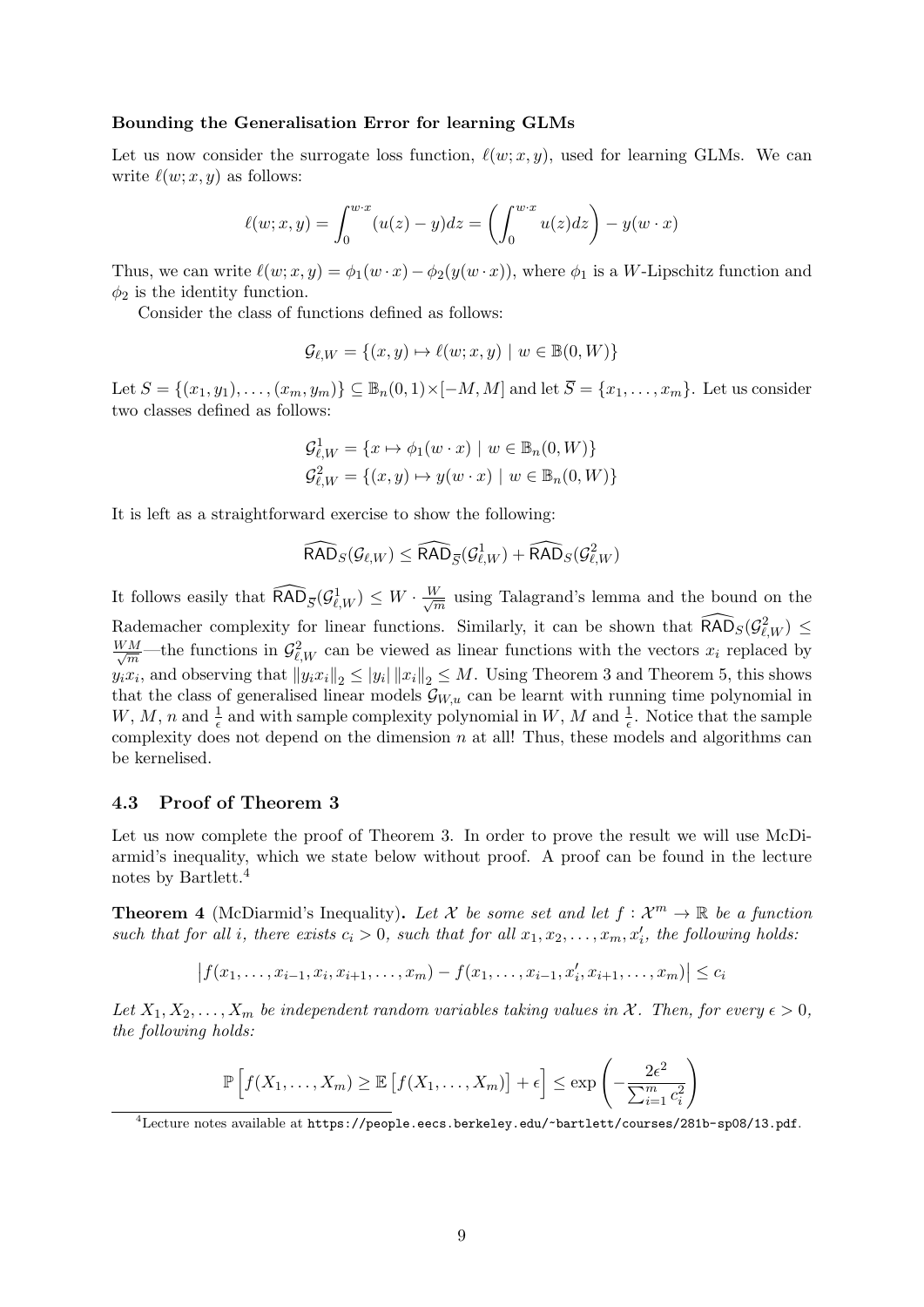**Bounding the Generalisation Error for learning GLMs**

Let us now consider the surrogate loss function, $\ell(w; x, y)$, used for learning GLMs. We can write $\ell(w; x, y)$ as follows:

$$\ell(w; x, y) = \int_0^{w \cdot x} (u(z) - y) dz = \left( \int_0^{w \cdot x} u(z) dz \right) - y(w \cdot x)$$

Thus, we can write $\ell(w; x, y) = \phi_1(w \cdot x) - \phi_2(y(w \cdot x))$, where $\phi_1$ is a $W$-Lipschitz function and $\phi_2$ is the identity function.

Consider the class of functions defined as follows:

$$\mathcal{G}_{\ell,W} = \{(x, y) \mapsto \ell(w; x, y) \mid w \in \mathbb{B}(0, W)\}$$

Let $S = \{(x_1, y_1), \ldots, (x_m, y_m)\} \subseteq \mathbb{B}_n(0, 1) \times [-M, M]$ and let $\overline{S} = \{x_1, \ldots, x_m\}$. Let us consider two classes defined as follows:

$$\mathcal{G}^1_{\ell,W} = \{x \mapsto \phi_1(w \cdot x) \mid w \in \mathbb{B}_n(0, W)\}$$
$$\mathcal{G}^2_{\ell,W} = \{(x, y) \mapsto y(w \cdot x) \mid w \in \mathbb{B}_n(0, W)\}$$

It is left as a straightforward exercise to show the following:

$$\widehat{\mathsf{RAD}}_S(\mathcal{G}_{\ell,W}) \leq \widehat{\mathsf{RAD}}_{\overline{S}}(\mathcal{G}^1_{\ell,W}) + \widehat{\mathsf{RAD}}_S(\mathcal{G}^2_{\ell,W})$$

It follows easily that $\widehat{\mathsf{RAD}}_{\overline{S}}(\mathcal{G}^1_{\ell,W}) \leq W \cdot \frac{W}{\sqrt{m}}$ using Talagrand's lemma and the bound on the Rademacher complexity for linear functions. Similarly, it can be shown that $\widehat{\mathsf{RAD}}_S(\mathcal{G}^2_{\ell,W}) \leq \frac{WM}{\sqrt{m}}$—the functions in $\mathcal{G}^2_{\ell,W}$ can be viewed as linear functions with the vectors $x_i$ replaced by $y_i x_i$, and observing that $\|y_i x_i\|_2 \leq |y_i| \, \|x_i\|_2 \leq M$. Using Theorem 3 and Theorem 5, this shows that the class of generalised linear models $\mathcal{G}_{W,u}$ can be learnt with running time polynomial in $W$, $M$, $n$ and $\frac{1}{\epsilon}$ and with sample complexity polynomial in $W$, $M$ and $\frac{1}{\epsilon}$. Notice that the sample complexity does not depend on the dimension $n$ at all! Thus, these models and algorithms can be kernelised.

## 4.3 Proof of Theorem 3

Let us now complete the proof of Theorem 3. In order to prove the result we will use McDiarmid's inequality, which we state below without proof. A proof can be found in the lecture notes by Bartlett.[4]

**Theorem 4** (McDiarmid's Inequality). *Let $\mathcal{X}$ be some set and let $f : \mathcal{X}^m \to \mathbb{R}$ be a function such that for all $i$, there exists $c_i > 0$, such that for all $x_1, x_2, \ldots, x_m, x_i'$, the following holds:*

$$\left| f(x_1, \ldots, x_{i-1}, x_i, x_{i+1}, \ldots, x_m) - f(x_1, \ldots, x_{i-1}, x_i', x_{i+1}, \ldots, x_m) \right| \leq c_i$$

*Let $X_1, X_2, \ldots, X_m$ be independent random variables taking values in $\mathcal{X}$. Then, for every $\epsilon > 0$, the following holds:*

$$\mathbb{P}\left[ f(X_1, \ldots, X_m) \geq \mathbb{E}\left[ f(X_1, \ldots, X_m) \right] + \epsilon \right] \leq \exp\left( -\frac{2\epsilon^2}{\sum_{i=1}^m c_i^2} \right)$$

[4] Lecture notes available at https://people.eecs.berkeley.edu/~bartlett/courses/281b-sp08/13.pdf.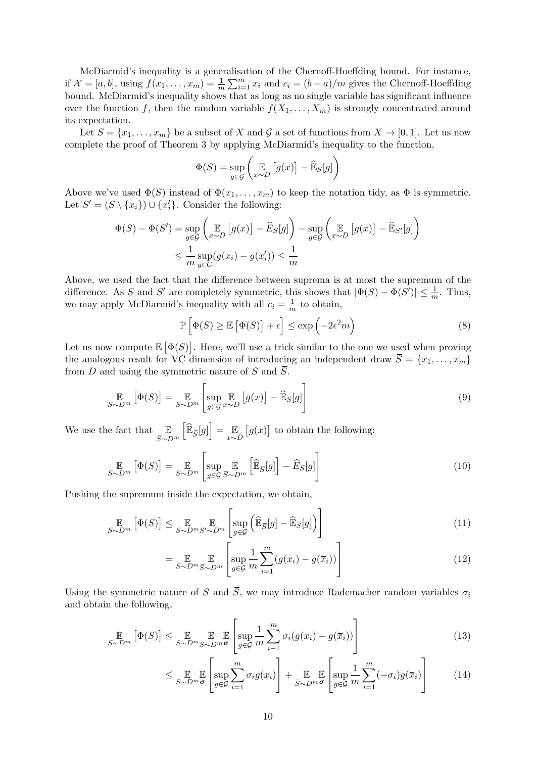McDiarmid's inequality is a generalisation of the Chernoff-Hoeffding bound. For instance, if $\mathcal{X} = [a, b]$, using $f(x_1, \ldots, x_m) = \frac{1}{m} \sum_{i=1}^{m} x_i$ and $c_i = (b-a)/m$ gives the Chernoff-Hoeffding bound. McDiarmid's inequality shows that as long as no single variable has significant influence over the function $f$, then the random variable $f(X_1, \ldots, X_m)$ is strongly concentrated around its expectation.

Let $S = \{x_1, \ldots, x_m\}$ be a subset of $X$ and $\mathcal{G}$ a set of functions from $X \to [0, 1]$. Let us now complete the proof of Theorem 3 by applying McDiarmid's inequality to the function,

$$\Phi(S) = \sup_{g \in \mathcal{G}} \left( \mathop{\mathbb{E}}_{x \sim D} \left[ g(x) \right] - \widehat{\mathbb{E}}_S[g] \right)$$

Above we've used $\Phi(S)$ instead of $\Phi(x_1, \ldots, x_m)$ to keep the notation tidy, as $\Phi$ is symmetric. Let $S' = (S \setminus \{x_i\}) \cup \{x_i'\}$. Consider the following:

$$\begin{aligned}
\Phi(S) - \Phi(S') &= \sup_{g \in \mathcal{G}} \left( \mathop{\mathbb{E}}_{x \sim D} \left[ g(x) \right] - \widehat{E}_S[g] \right) - \sup_{g \in \mathcal{G}} \left( \mathop{\mathbb{E}}_{x \sim D} \left[ g(x) \right] - \widehat{\mathbb{E}}_{S'}[g] \right) \\
&\leq \frac{1}{m} \sup_{g \in G} (g(x_i) - g(x_i')) \leq \frac{1}{m}
\end{aligned}$$

Above, we used the fact that the difference between suprema is at most the supremum of the difference. As $S$ and $S'$ are completely symmetric, this shows that $|\Phi(S) - \Phi(S')| \leq \frac{1}{m}$. Thus, we may apply McDiarmid's inequality with all $c_i = \frac{1}{m}$ to obtain,

$$\mathbb{P} \left[ \Phi(S) \geq \mathbb{E} \left[ \Phi(S) \right] + \epsilon \right] \leq \exp \left( -2\epsilon^2 m \right) \tag{8}$$

Let us now compute $\mathbb{E} \left[ \Phi(S) \right]$. Here, we'll use a trick similar to the one we used when proving the analogous result for VC dimension of introducing an independent draw $\overline{S} = \{\overline{x}_1, \ldots, \overline{x}_m\}$ from $D$ and using the symmetric nature of $S$ and $\overline{S}$.

$$\mathop{\mathbb{E}}_{S \sim D^m} \left[ \Phi(S) \right] = \mathop{\mathbb{E}}_{S \sim D^m} \left[ \sup_{g \in \mathcal{G}} \mathop{\mathbb{E}}_{x \sim D} \left[ g(x) \right] - \widehat{\mathbb{E}}_S[g] \right] \tag{9}$$

We use the fact that $\mathop{\mathbb{E}}_{\overline{S} \sim D^m} \left[ \widehat{\mathbb{E}}_{\overline{S}}[g] \right] = \mathop{\mathbb{E}}_{x \sim D} \left[ g(x) \right]$ to obtain the following:

$$\mathop{\mathbb{E}}_{S \sim D^m} \left[ \Phi(S) \right] = \mathop{\mathbb{E}}_{S \sim D^m} \left[ \sup_{g \in \mathcal{G}} \mathop{\mathbb{E}}_{\overline{S} \sim D^m} \left[ \widehat{\mathbb{E}}_{\overline{S}}[g] \right] - \widehat{E}_S[g] \right] \tag{10}$$

Pushing the supremum inside the expectation, we obtain,

$$\begin{aligned}
\mathop{\mathbb{E}}_{S \sim D^m} \left[ \Phi(S) \right] &\leq \mathop{\mathbb{E}}_{S \sim D^m} \mathop{\mathbb{E}}_{S' \sim D^m} \left[ \sup_{g \in \mathcal{G}} \left( \widehat{\mathbb{E}}_{\overline{S}}[g] - \widehat{\mathbb{E}}_S[g] \right) \right] &(11) \\
&= \mathop{\mathbb{E}}_{S \sim D^m} \mathop{\mathbb{E}}_{\overline{S} \sim D^m} \left[ \sup_{g \in \mathcal{G}} \frac{1}{m} \sum_{i=1}^{m} (g(x_i) - g(\overline{x}_i)) \right] &(12)
\end{aligned}$$

Using the symmetric nature of $S$ and $\overline{S}$, we may introduce Rademacher random variables $\sigma_i$ and obtain the following,

$$\begin{aligned}
\mathop{\mathbb{E}}_{S \sim D^m} \left[ \Phi(S) \right] &\leq \mathop{\mathbb{E}}_{S \sim D^m} \mathop{\mathbb{E}}_{\overline{S} \sim D^m} \mathop{\mathbb{E}}_{\boldsymbol{\sigma}} \left[ \sup_{g \in \mathcal{G}} \frac{1}{m} \sum_{i-1}^{m} \sigma_i (g(x_i) - g(\overline{x}_i)) \right] &(13) \\
&\leq \mathop{\mathbb{E}}_{S \sim D^m} \mathop{\mathbb{E}}_{\boldsymbol{\sigma}} \left[ \sup_{g \in \mathcal{G}} \sum_{i=1}^{m} \sigma_i g(x_i) \right] + \mathop{\mathbb{E}}_{\overline{S} \sim D^m} \mathop{\mathbb{E}}_{\boldsymbol{\sigma}} \left[ \sup_{g \in \mathcal{G}} \frac{1}{m} \sum_{i=1}^{m} (-\sigma_i) g(\overline{x}_i) \right] &(14)
\end{aligned}$$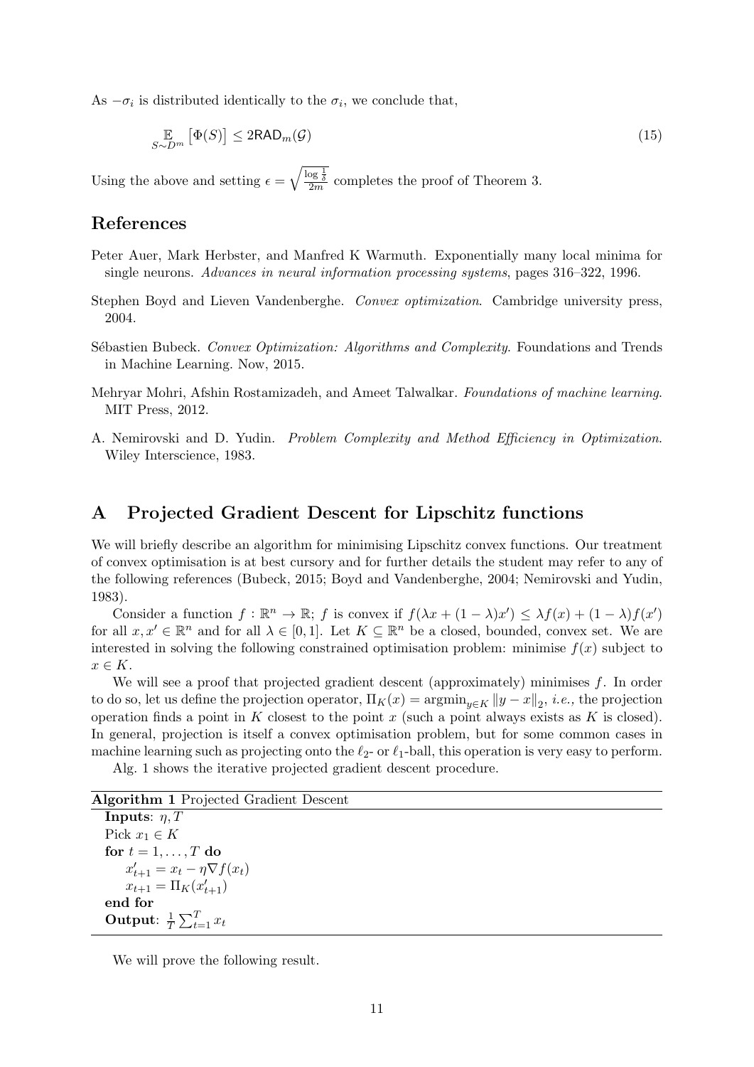As $-\sigma_i$ is distributed identically to the $\sigma_i$, we conclude that,

$$\mathop{\mathbb{E}}_{S\sim D^m}\left[\Phi(S)\right] \leq 2\mathsf{RAD}_m(\mathcal{G}) \tag{15}$$

Using the above and setting $\epsilon = \sqrt{\frac{\log \frac{1}{\delta}}{2m}}$ completes the proof of Theorem 3.

## References

Peter Auer, Mark Herbster, and Manfred K Warmuth. Exponentially many local minima for single neurons. *Advances in neural information processing systems*, pages 316–322, 1996.

Stephen Boyd and Lieven Vandenberghe. *Convex optimization*. Cambridge university press, 2004.

Sébastien Bubeck. *Convex Optimization: Algorithms and Complexity*. Foundations and Trends in Machine Learning. Now, 2015.

Mehryar Mohri, Afshin Rostamizadeh, and Ameet Talwalkar. *Foundations of machine learning*. MIT Press, 2012.

A. Nemirovski and D. Yudin. *Problem Complexity and Method Efficiency in Optimization*. Wiley Interscience, 1983.

## A Projected Gradient Descent for Lipschitz functions

We will briefly describe an algorithm for minimising Lipschitz convex functions. Our treatment of convex optimisation is at best cursory and for further details the student may refer to any of the following references (Bubeck, 2015; Boyd and Vandenberghe, 2004; Nemirovski and Yudin, 1983).

Consider a function $f : \mathbb{R}^n \to \mathbb{R}$; $f$ is convex if $f(\lambda x + (1-\lambda)x') \leq \lambda f(x) + (1-\lambda)f(x')$ for all $x, x' \in \mathbb{R}^n$ and for all $\lambda \in [0,1]$. Let $K \subseteq \mathbb{R}^n$ be a closed, bounded, convex set. We are interested in solving the following constrained optimisation problem: minimise $f(x)$ subject to $x \in K$.

We will see a proof that projected gradient descent (approximately) minimises $f$. In order to do so, let us define the projection operator, $\Pi_K(x) = \operatorname{argmin}_{y\in K} \|y - x\|_2$, *i.e.,* the projection operation finds a point in $K$ closest to the point $x$ (such a point always exists as $K$ is closed). In general, projection is itself a convex optimisation problem, but for some common cases in machine learning such as projecting onto the $\ell_2$- or $\ell_1$-ball, this operation is very easy to perform.

Alg. 1 shows the iterative projected gradient descent procedure.

**Algorithm 1** Projected Gradient Descent

**Inputs**: $\eta, T$
Pick $x_1 \in K$
**for** $t = 1, \ldots, T$ **do**
  $x'_{t+1} = x_t - \eta\nabla f(x_t)$
  $x_{t+1} = \Pi_K(x'_{t+1})$
**end for**
**Output**: $\frac{1}{T}\sum_{t=1}^{T} x_t$

We will prove the following result.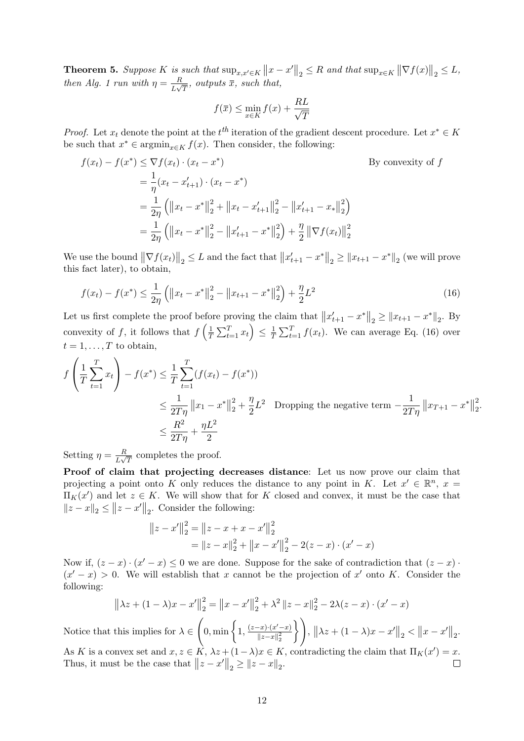**Theorem 5.** *Suppose $K$ is such that $\sup_{x,x' \in K} \|x - x'\|_2 \leq R$ and that $\sup_{x \in K} \|\nabla f(x)\|_2 \leq L$, then Alg. 1 run with $\eta = \frac{R}{L\sqrt{T}}$, outputs $\overline{x}$, such that,*

$$f(\overline{x}) \leq \min_{x \in K} f(x) + \frac{RL}{\sqrt{T}}$$

*Proof.* Let $x_t$ denote the point at the $t^{th}$ iteration of the gradient descent procedure. Let $x^* \in K$ be such that $x^* \in \operatorname{argmin}_{x \in K} f(x)$. Then consider, the following:

$$\begin{aligned}
f(x_t) - f(x^*) &\leq \nabla f(x_t) \cdot (x_t - x^*) && \text{By convexity of } f \\
&= \frac{1}{\eta}(x_t - x'_{t+1}) \cdot (x_t - x^*) \\
&= \frac{1}{2\eta}\left(\|x_t - x^*\|_2^2 + \|x_t - x'_{t+1}\|_2^2 - \|x'_{t+1} - x_*\|_2^2\right) \\
&= \frac{1}{2\eta}\left(\|x_t - x^*\|_2^2 - \|x'_{t+1} - x^*\|_2^2\right) + \frac{\eta}{2}\|\nabla f(x_t)\|_2^2
\end{aligned}$$

We use the bound $\|\nabla f(x_t)\|_2 \leq L$ and the fact that $\|x'_{t+1} - x^*\|_2 \geq \|x_{t+1} - x^*\|_2$ (we will prove this fact later), to obtain,

$$f(x_t) - f(x^*) \leq \frac{1}{2\eta}\left(\|x_t - x^*\|_2^2 - \|x_{t+1} - x^*\|_2^2\right) + \frac{\eta}{2}L^2 \tag{16}$$

Let us first complete the proof before proving the claim that $\|x'_{t+1} - x^*\|_2 \geq \|x_{t+1} - x^*\|_2$. By convexity of $f$, it follows that $f\left(\frac{1}{T}\sum_{t=1}^T x_t\right) \leq \frac{1}{T}\sum_{t=1}^T f(x_t)$. We can average Eq. (16) over $t = 1, \ldots, T$ to obtain,

$$\begin{aligned}
f\left(\frac{1}{T}\sum_{t=1}^T x_t\right) - f(x^*) &\leq \frac{1}{T}\sum_{t=1}^T (f(x_t) - f(x^*)) \\
&\leq \frac{1}{2T\eta}\|x_1 - x^*\|_2^2 + \frac{\eta}{2}L^2 \quad \text{Dropping the negative term } -\frac{1}{2T\eta}\|x_{T+1} - x^*\|_2^2. \\
&\leq \frac{R^2}{2T\eta} + \frac{\eta L^2}{2}
\end{aligned}$$

Setting $\eta = \frac{R}{L\sqrt{T}}$ completes the proof.

**Proof of claim that projecting decreases distance**: Let us now prove our claim that projecting a point onto $K$ only reduces the distance to any point in $K$. Let $x' \in \mathbb{R}^n$, $x = \Pi_K(x')$ and let $z \in K$. We will show that for $K$ closed and convex, it must be the case that $\|z - x\|_2 \leq \|z - x'\|_2$. Consider the following:

$$\begin{aligned}
\|z - x'\|_2^2 &= \|z - x + x - x'\|_2^2 \\
&= \|z - x\|_2^2 + \|x - x'\|_2^2 - 2(z - x) \cdot (x' - x)
\end{aligned}$$

Now if, $(z - x) \cdot (x' - x) \leq 0$ we are done. Suppose for the sake of contradiction that $(z - x) \cdot (x' - x) > 0$. We will establish that $x$ cannot be the projection of $x'$ onto $K$. Consider the following:

$$\|\lambda z + (1 - \lambda)x - x'\|_2^2 = \|x - x'\|_2^2 + \lambda^2 \|z - x\|_2^2 - 2\lambda(z - x) \cdot (x' - x)$$

Notice that this implies for $\lambda \in \left(0, \min\left\{1, \frac{(z-x)\cdot(x'-x)}{\|z-x\|_2^2}\right\}\right)$, $\|\lambda z + (1 - \lambda)x - x'\|_2 < \|x - x'\|_2$. As $K$ is a convex set and $x, z \in K$, $\lambda z + (1 - \lambda)x \in K$, contradicting the claim that $\Pi_K(x') = x$. Thus, it must be the case that $\|z - x'\|_2 \geq \|z - x\|_2$. □